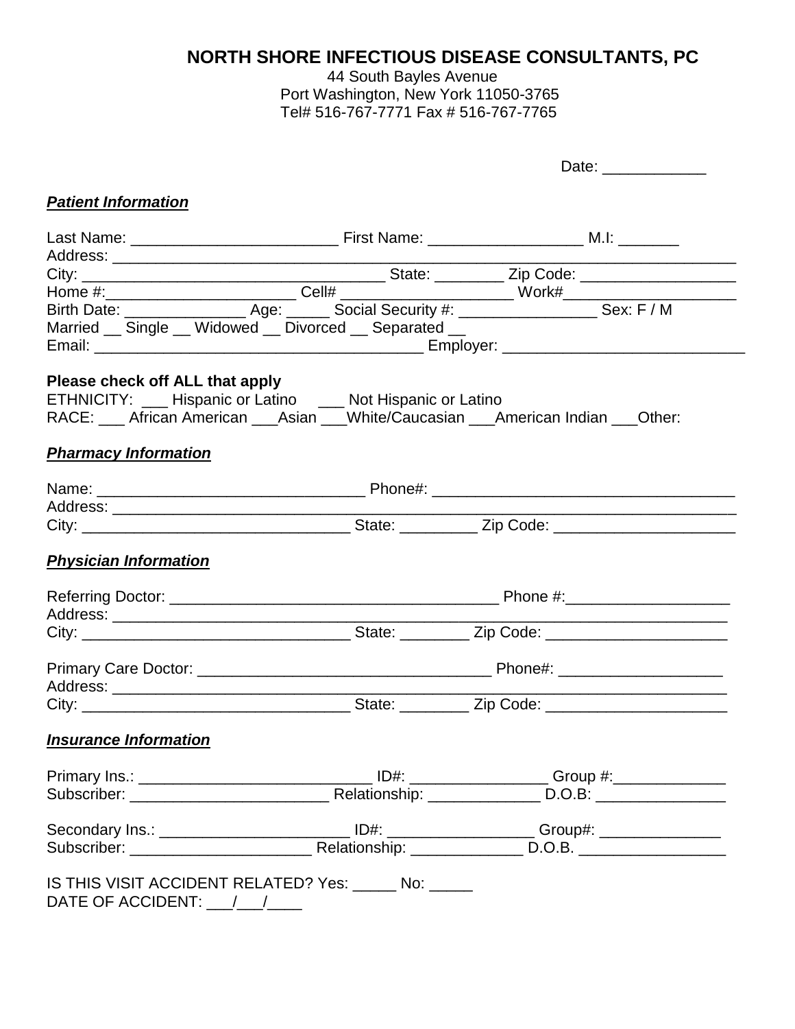# NORTH SHORE INFECTIOUS DISEASE CONSULTANTS, PC

44 South Bayles Avenue
Port Washington, New York 11050-3765
Tel# 516-767-7771 Fax # 516-767-7765

Date: ____________

***Patient Information***

Last Name: ________________________ First Name: __________________ M.I: _______
Address: ______________________________________________________________________
City: ___________________________________ State: ________ Zip Code: __________________
Home #:_____________________ Cell# ____________________ Work#_____________________
Birth Date: ______________ Age: _____ Social Security #: ________________ Sex: F / M
Married __ Single __ Widowed __ Divorced __ Separated __
Email: ______________________________________ Employer: ____________________________

**Please check off ALL that apply**
ETHNICITY: ___ Hispanic or Latino ___ Not Hispanic or Latino
RACE: ___ African American ___Asian ___White/Caucasian ___American Indian ___Other:

***Pharmacy Information***

Name: _______________________________ Phone#: ___________________________________
Address: ______________________________________________________________________
City: _______________________________ State: _________ Zip Code: _____________________

***Physician Information***

Referring Doctor: ______________________________________ Phone #:___________________
Address: _____________________________________________________________________
City: _______________________________ State: ________ Zip Code: _____________________

Primary Care Doctor: __________________________________ Phone#: ___________________
Address: _____________________________________________________________________
City: _______________________________ State: ________ Zip Code: _____________________

***Insurance Information***

Primary Ins.: ___________________________ ID#: ________________ Group #:_____________
Subscriber: _______________________ Relationship: _____________ D.O.B: _______________

Secondary Ins.: ______________________ ID#: _________________ Group#: ______________
Subscriber: _____________________ Relationship: _____________ D.O.B. _________________

IS THIS VISIT ACCIDENT RELATED? Yes: _____ No: _____
DATE OF ACCIDENT: ___/___/____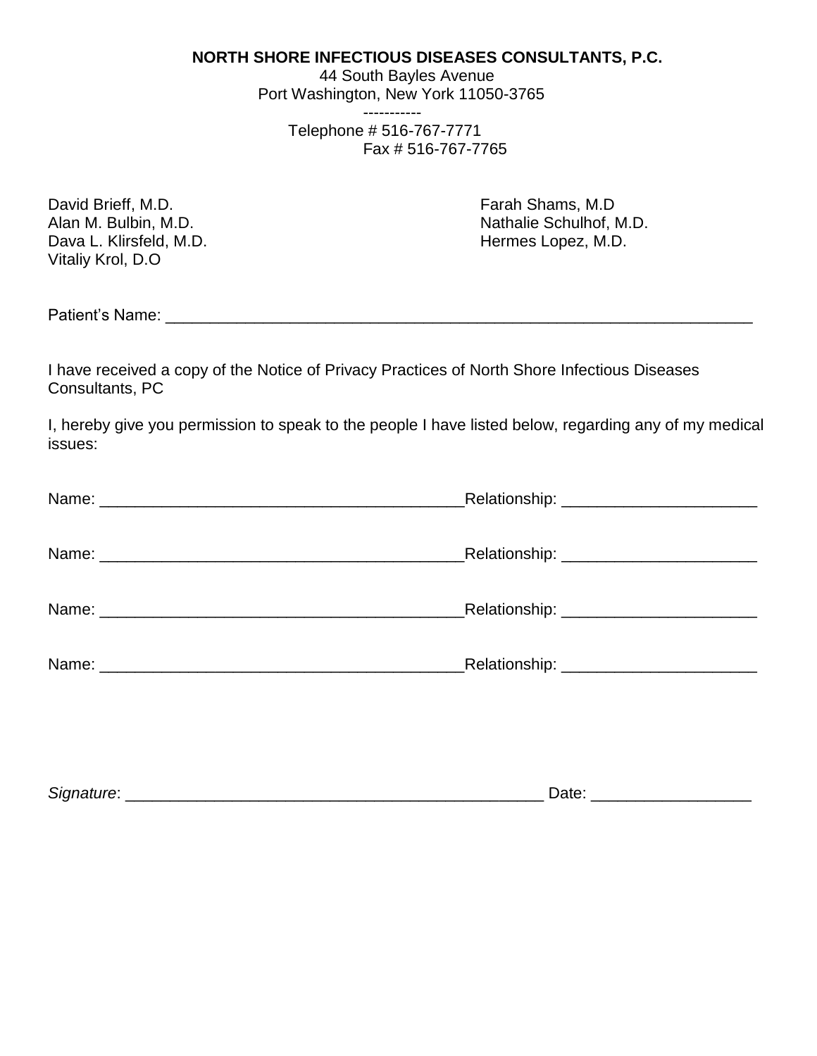**NORTH SHORE INFECTIOUS DISEASES CONSULTANTS, P.C.**
44 South Bayles Avenue
Port Washington, New York 11050-3765
-----------
Telephone # 516-767-7771
Fax # 516-767-7765

David Brieff, M.D.
Alan M. Bulbin, M.D.
Dava L. Klirsfeld, M.D.
Vitaliy Krol, D.O

Farah Shams, M.D
Nathalie Schulhof, M.D.
Hermes Lopez, M.D.

Patient's Name: ___________________________________________________________________

I have received a copy of the Notice of Privacy Practices of North Shore Infectious Diseases Consultants, PC

I, hereby give you permission to speak to the people I have listed below, regarding any of my medical issues:

Name: __________________________________________Relationship: ______________________

Name: __________________________________________Relationship: ______________________

Name: __________________________________________Relationship: ______________________

Name: __________________________________________Relationship: ______________________

*Signature*: ________________________________________________ Date: __________________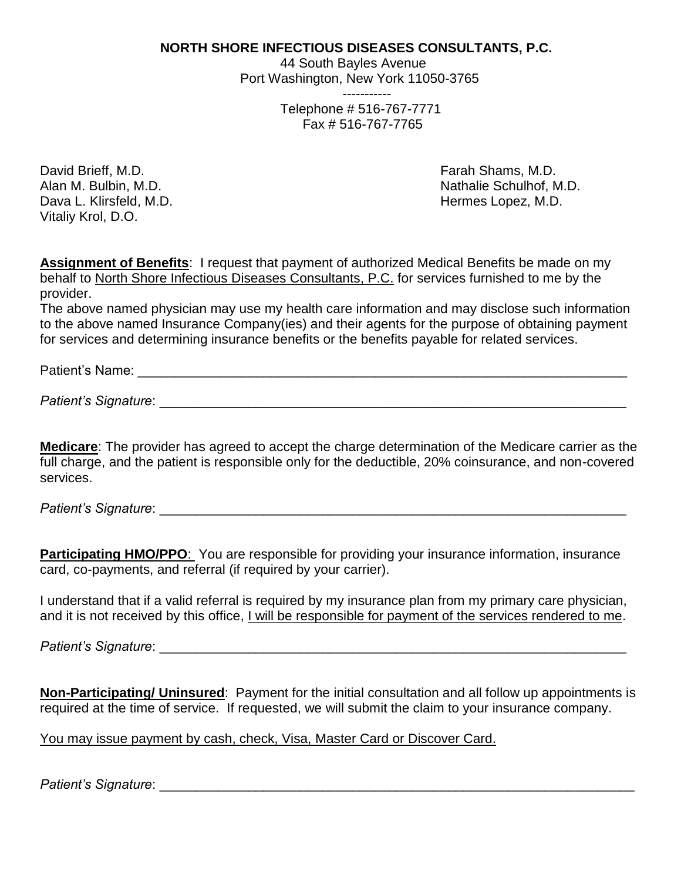**NORTH SHORE INFECTIOUS DISEASES CONSULTANTS, P.C.**

44 South Bayles Avenue
Port Washington, New York 11050-3765

-----------

Telephone # 516-767-7771
Fax # 516-767-7765

David Brieff, M.D.
Alan M. Bulbin, M.D.
Dava L. Klirsfeld, M.D.
Vitaliy Krol, D.O.

Farah Shams, M.D.
Nathalie Schulhof, M.D.
Hermes Lopez, M.D.

**Assignment of Benefits**: I request that payment of authorized Medical Benefits be made on my behalf to North Shore Infectious Diseases Consultants, P.C. for services furnished to me by the provider.
The above named physician may use my health care information and may disclose such information to the above named Insurance Company(ies) and their agents for the purpose of obtaining payment for services and determining insurance benefits or the benefits payable for related services.

Patient's Name: ___________________________________________________________________

*Patient's Signature*: _______________________________________________________________

**Medicare**: The provider has agreed to accept the charge determination of the Medicare carrier as the full charge, and the patient is responsible only for the deductible, 20% coinsurance, and non-covered services.

*Patient's Signature*: _______________________________________________________________

**Participating HMO/PPO**: You are responsible for providing your insurance information, insurance card, co-payments, and referral (if required by your carrier).

I understand that if a valid referral is required by my insurance plan from my primary care physician, and it is not received by this office, I will be responsible for payment of the services rendered to me.

*Patient's Signature*: _______________________________________________________________

**Non-Participating/ Uninsured**: Payment for the initial consultation and all follow up appointments is required at the time of service. If requested, we will submit the claim to your insurance company.

You may issue payment by cash, check, Visa, Master Card or Discover Card.

*Patient's Signature*: _______________________________________________________________